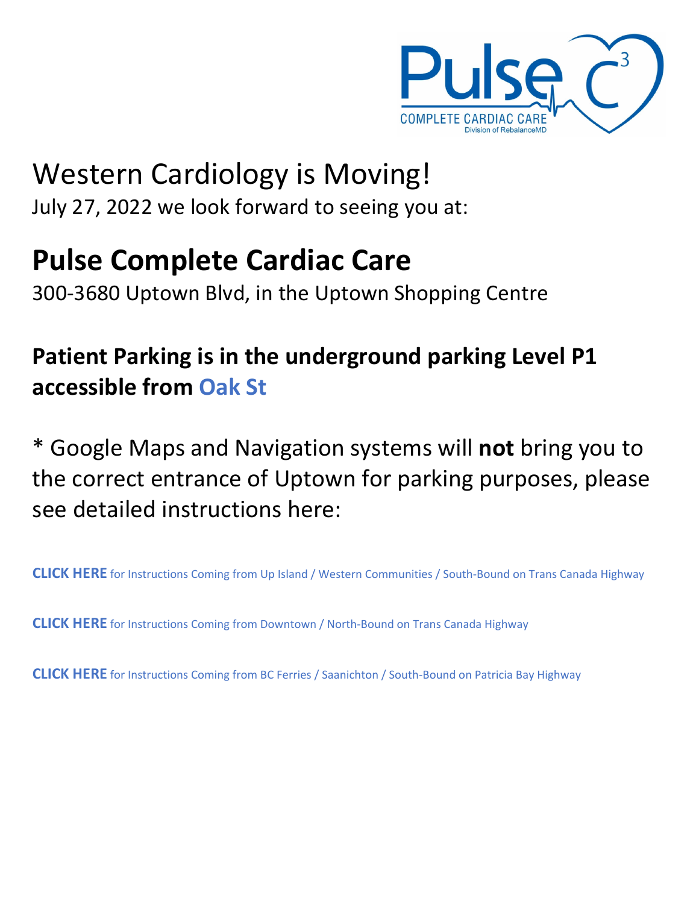Pulse C[3]

COMPLETE CARDIAC CARE

Division of RebalanceMD

# Western Cardiology is Moving!

July 27, 2022 we look forward to seeing you at:

## Pulse Complete Cardiac Care

300-3680 Uptown Blvd, in the Uptown Shopping Centre

### Patient Parking is in the underground parking Level P1 accessible from Oak St

* Google Maps and Navigation systems will **not** bring you to the correct entrance of Uptown for parking purposes, please see detailed instructions here:

**CLICK HERE** for Instructions Coming from Up Island / Western Communities / South-Bound on Trans Canada Highway

**CLICK HERE** for Instructions Coming from Downtown / North-Bound on Trans Canada Highway

**CLICK HERE** for Instructions Coming from BC Ferries / Saanichton / South-Bound on Patricia Bay Highway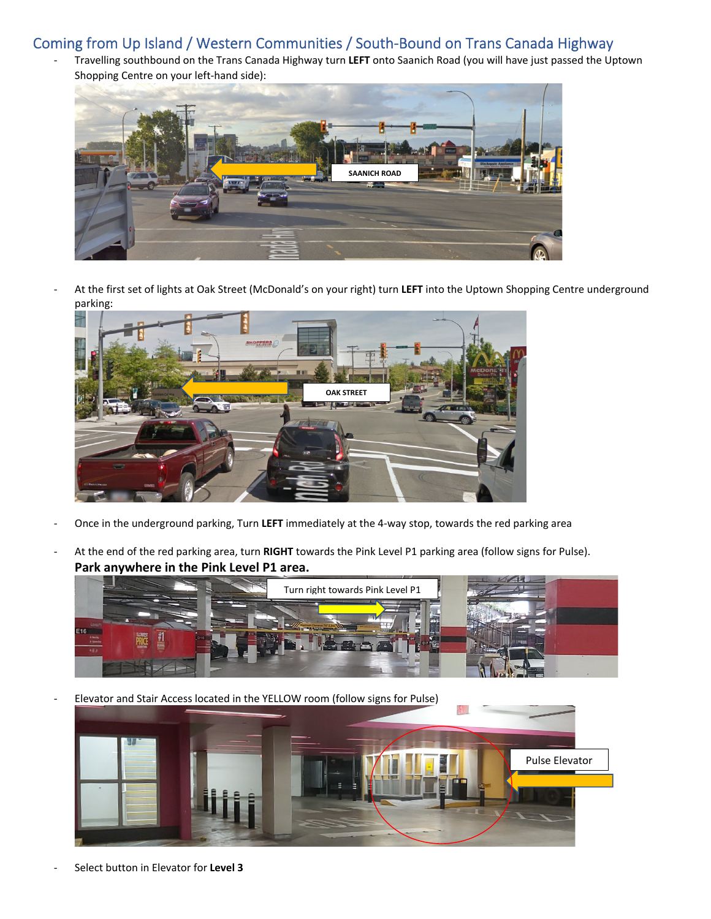## Coming from Up Island / Western Communities / South-Bound on Trans Canada Highway

- Travelling southbound on the Trans Canada Highway turn **LEFT** onto Saanich Road (you will have just passed the Uptown Shopping Centre on your left-hand side):

- At the first set of lights at Oak Street (McDonald's on your right) turn **LEFT** into the Uptown Shopping Centre underground parking:

- Once in the underground parking, Turn **LEFT** immediately at the 4-way stop, towards the red parking area

- At the end of the red parking area, turn **RIGHT** towards the Pink Level P1 parking area (follow signs for Pulse).
  **Park anywhere in the Pink Level P1 area.**

- Elevator and Stair Access located in the YELLOW room (follow signs for Pulse)

- Select button in Elevator for **Level 3**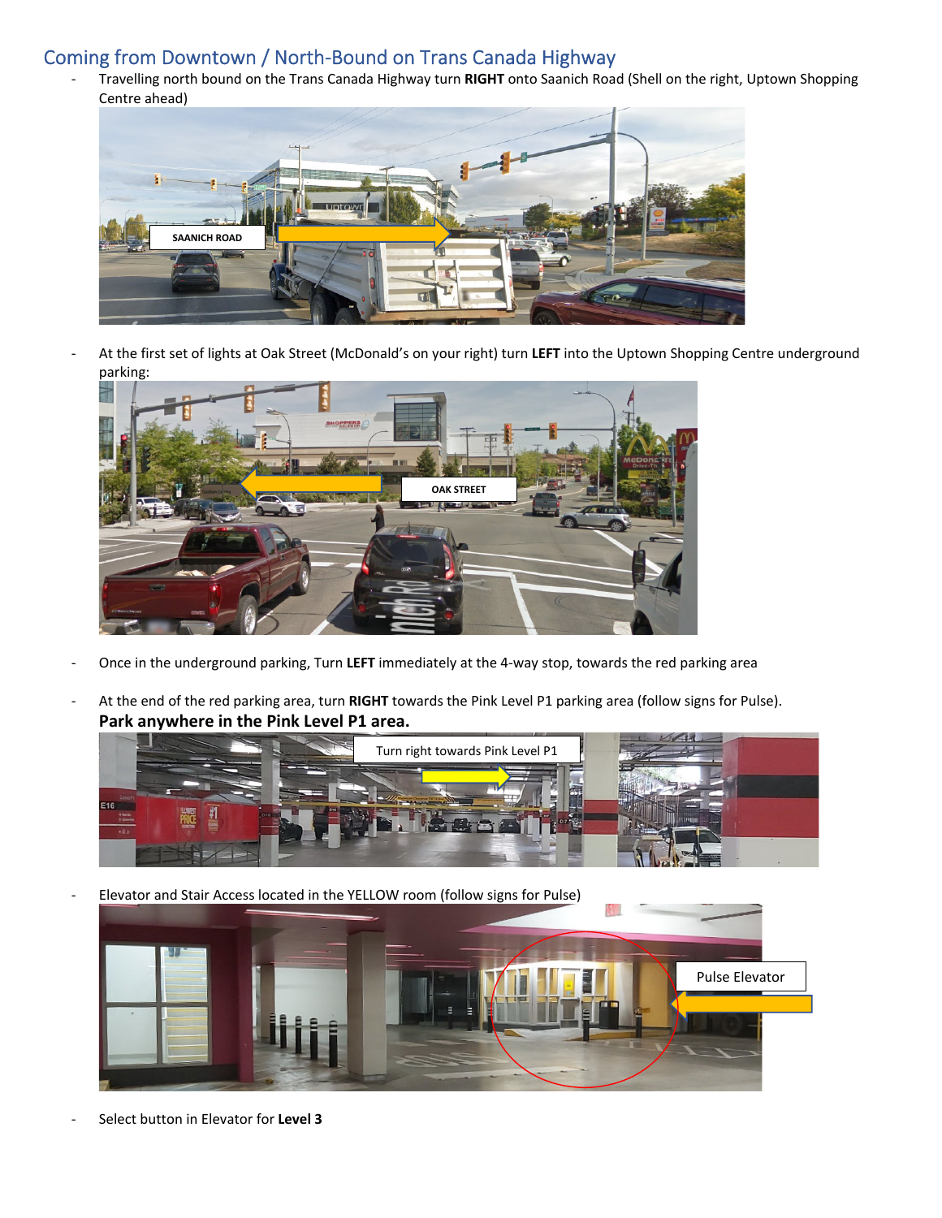## Coming from Downtown / North-Bound on Trans Canada Highway

- Travelling north bound on the Trans Canada Highway turn **RIGHT** onto Saanich Road (Shell on the right, Uptown Shopping Centre ahead)

- At the first set of lights at Oak Street (McDonald's on your right) turn **LEFT** into the Uptown Shopping Centre underground parking:

- Once in the underground parking, Turn **LEFT** immediately at the 4-way stop, towards the red parking area

- At the end of the red parking area, turn **RIGHT** towards the Pink Level P1 parking area (follow signs for Pulse).

  **Park anywhere in the Pink Level P1 area.**

- Elevator and Stair Access located in the YELLOW room (follow signs for Pulse)

- Select button in Elevator for **Level 3**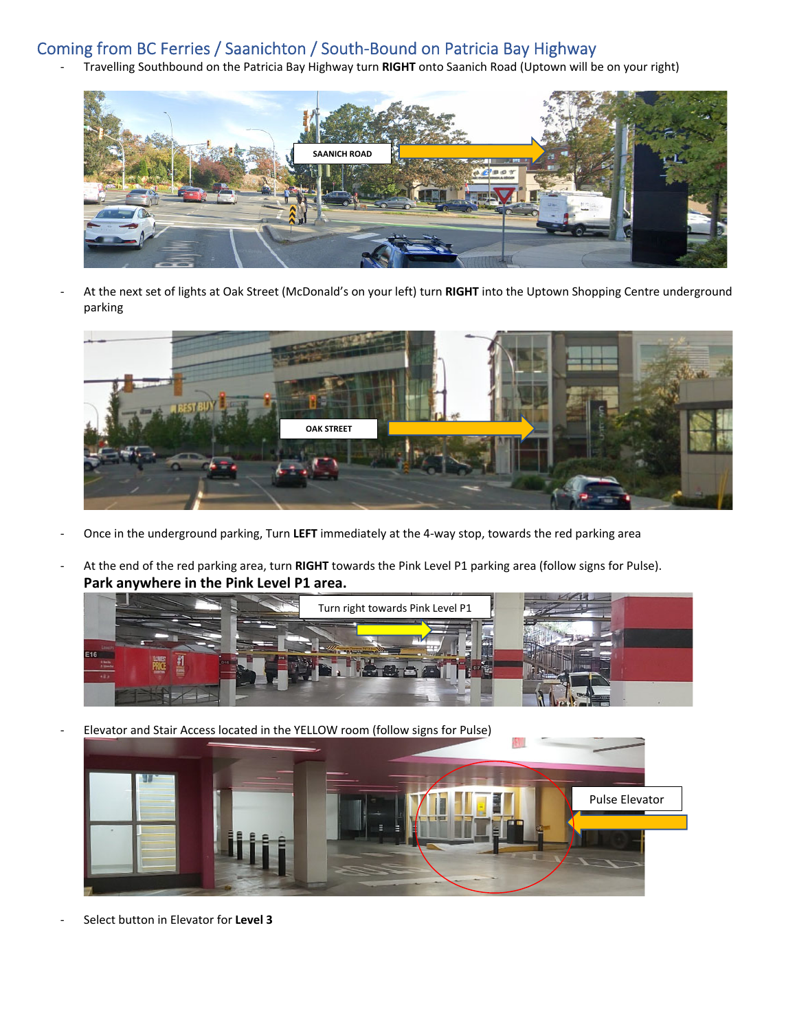## Coming from BC Ferries / Saanichton / South-Bound on Patricia Bay Highway

- Travelling Southbound on the Patricia Bay Highway turn **RIGHT** onto Saanich Road (Uptown will be on your right)

SAANICH ROAD

- At the next set of lights at Oak Street (McDonald's on your left) turn **RIGHT** into the Uptown Shopping Centre underground parking

OAK STREET

- Once in the underground parking, Turn **LEFT** immediately at the 4-way stop, towards the red parking area

- At the end of the red parking area, turn **RIGHT** towards the Pink Level P1 parking area (follow signs for Pulse).
  **Park anywhere in the Pink Level P1 area.**

Turn right towards Pink Level P1

- Elevator and Stair Access located in the YELLOW room (follow signs for Pulse)

Pulse Elevator

- Select button in Elevator for **Level 3**